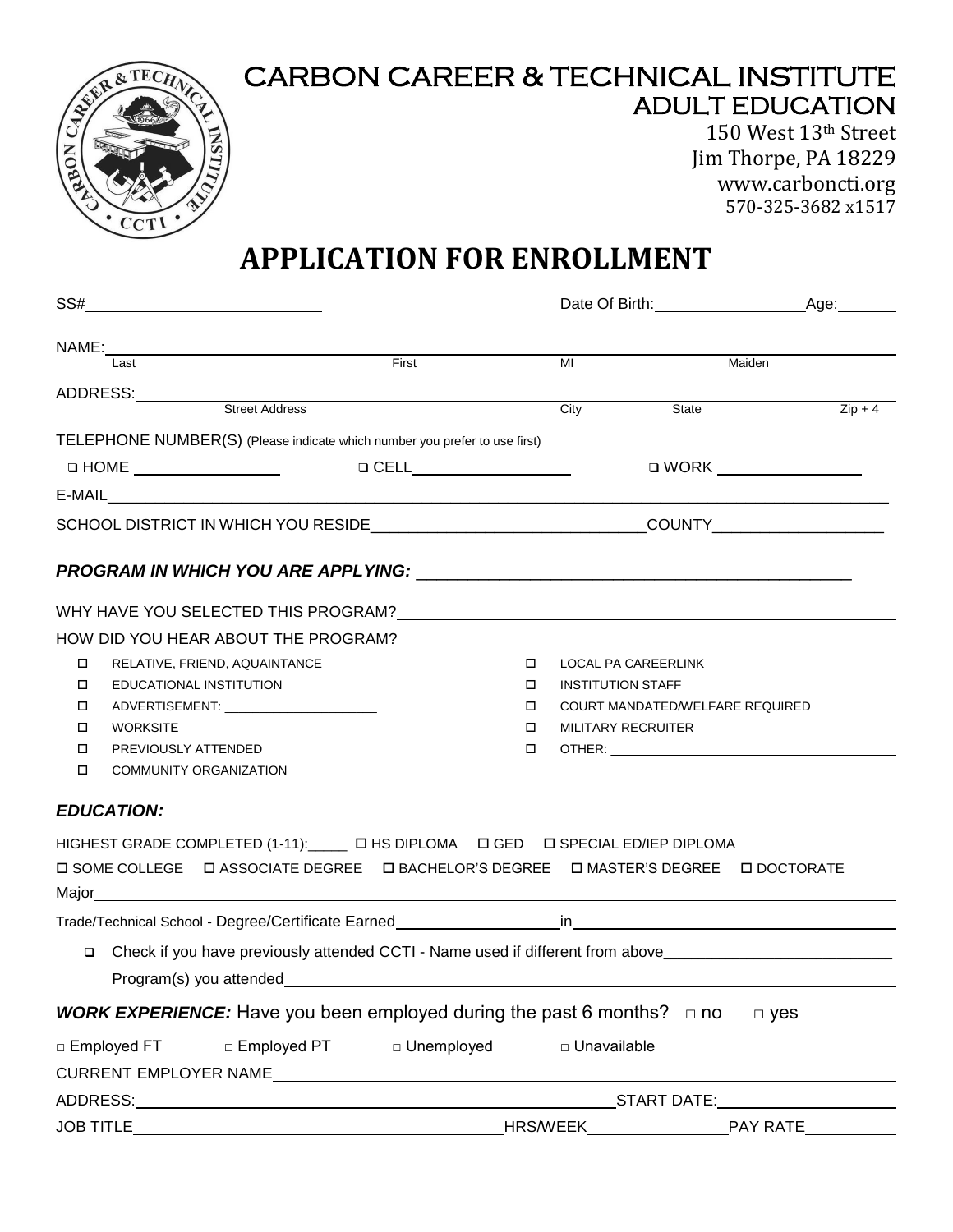# CARBON CAREER & TECHNICAL INSTITUTE

## ADULT EDUCATION

150 West 13th Street
Jim Thorpe, PA 18229
www.carboncti.org
570-325-3682 x1517

# APPLICATION FOR ENROLLMENT

SS#\_\_\_\_\_\_\_\_\_\_\_\_\_\_\_\_\_\_\_\_ Date Of Birth:\_\_\_\_\_\_\_\_\_\_\_\_\_\_\_\_ Age:\_\_\_\_\_\_

NAME:\_\_\_\_\_\_\_\_\_\_\_\_\_\_\_\_\_\_\_\_\_\_\_\_\_\_\_\_\_\_\_\_\_\_\_\_\_\_\_\_\_\_\_\_\_\_\_\_\_\_\_\_\_\_\_\_\_\_
Last First MI Maiden

ADDRESS:\_\_\_\_\_\_\_\_\_\_\_\_\_\_\_\_\_\_\_\_\_\_\_\_\_\_\_\_\_\_\_\_\_\_\_\_\_\_\_\_\_\_\_\_\_\_\_\_\_\_\_\_\_\_\_
Street Address City State Zip + 4

TELEPHONE NUMBER(S) (Please indicate which number you prefer to use first)

❑ HOME \_\_\_\_\_\_\_\_\_\_\_\_\_\_\_\_ ❑ CELL\_\_\_\_\_\_\_\_\_\_\_\_\_\_\_\_ ❑ WORK \_\_\_\_\_\_\_\_\_\_\_\_\_\_\_\_

E-MAIL\_\_\_\_\_\_\_\_\_\_\_\_\_\_\_\_\_\_\_\_\_\_\_\_\_\_\_\_\_\_\_\_\_\_\_\_\_\_\_\_\_\_\_\_\_\_\_\_\_\_\_\_\_\_\_\_\_\_\_\_

SCHOOL DISTRICT IN WHICH YOU RESIDE\_\_\_\_\_\_\_\_\_\_\_\_\_\_\_\_\_\_\_\_\_\_\_\_\_\_\_\_ COUNTY\_\_\_\_\_\_\_\_\_\_\_\_\_\_\_\_\_\_

***PROGRAM IN WHICH YOU ARE APPLYING:*** \_\_\_\_\_\_\_\_\_\_\_\_\_\_\_\_\_\_\_\_\_\_\_\_\_\_\_\_\_\_\_\_\_\_\_\_\_\_\_\_\_\_\_\_

WHY HAVE YOU SELECTED THIS PROGRAM?\_\_\_\_\_\_\_\_\_\_\_\_\_\_\_\_\_\_\_\_\_\_\_\_\_\_\_\_\_\_\_\_\_\_\_\_\_\_\_\_\_\_\_\_

HOW DID YOU HEAR ABOUT THE PROGRAM?

- ☐ RELATIVE, FRIEND, AQUAINTANCE
- ☐ EDUCATIONAL INSTITUTION
- ☐ ADVERTISEMENT: \_\_\_\_\_\_\_\_\_\_\_\_\_\_\_\_\_\_\_\_
- ☐ WORKSITE
- ☐ PREVIOUSLY ATTENDED
- ☐ COMMUNITY ORGANIZATION
- ☐ LOCAL PA CAREERLINK
- ☐ INSTITUTION STAFF
- ☐ COURT MANDATED/WELFARE REQUIRED
- ☐ MILITARY RECRUITER
- ☐ OTHER: \_\_\_\_\_\_\_\_\_\_\_\_\_\_\_\_\_\_\_\_\_\_\_\_\_\_\_\_\_\_\_\_\_\_

### *EDUCATION:*

HIGHEST GRADE COMPLETED (1-11):\_\_\_\_\_ ☐ HS DIPLOMA ☐ GED ☐ SPECIAL ED/IEP DIPLOMA

☐ SOME COLLEGE ☐ ASSOCIATE DEGREE ☐ BACHELOR'S DEGREE ☐ MASTER'S DEGREE ☐ DOCTORATE

Major\_\_\_\_\_\_\_\_\_\_\_\_\_\_\_\_\_\_\_\_\_\_\_\_\_\_\_\_\_\_\_\_\_\_\_\_\_\_\_\_\_\_\_\_\_\_\_\_\_\_\_\_\_\_\_\_\_\_\_\_\_\_\_\_\_

Trade/Technical School - Degree/Certificate Earned\_\_\_\_\_\_\_\_\_\_\_\_\_\_\_\_\_\_\_\_ in\_\_\_\_\_\_\_\_\_\_\_\_\_\_\_\_\_\_\_\_\_\_\_\_\_\_\_\_\_\_

❑ Check if you have previously attended CCTI - Name used if different from above\_\_\_\_\_\_\_\_\_\_\_\_\_\_\_\_\_\_\_\_\_\_\_\_
Program(s) you attended\_\_\_\_\_\_\_\_\_\_\_\_\_\_\_\_\_\_\_\_\_\_\_\_\_\_\_\_\_\_\_\_\_\_\_\_\_\_\_\_\_\_\_\_\_\_\_\_\_\_\_\_\_\_

***WORK EXPERIENCE:*** Have you been employed during the past 6 months? □ no □ yes

□ Employed FT □ Employed PT □ Unemployed □ Unavailable

CURRENT EMPLOYER NAME\_\_\_\_\_\_\_\_\_\_\_\_\_\_\_\_\_\_\_\_\_\_\_\_\_\_\_\_\_\_\_\_\_\_\_\_\_\_\_\_\_\_\_\_\_\_\_\_\_\_\_\_

ADDRESS:\_\_\_\_\_\_\_\_\_\_\_\_\_\_\_\_\_\_\_\_\_\_\_\_\_\_\_\_\_\_\_\_\_\_\_\_\_\_\_\_\_\_\_\_ START DATE:\_\_\_\_\_\_\_\_\_\_\_\_\_\_\_\_\_\_

JOB TITLE\_\_\_\_\_\_\_\_\_\_\_\_\_\_\_\_\_\_\_\_\_\_\_\_\_\_\_\_\_\_\_\_\_\_\_\_ HRS/WEEK\_\_\_\_\_\_\_\_\_\_\_\_\_\_\_ PAY RATE\_\_\_\_\_\_\_\_\_\_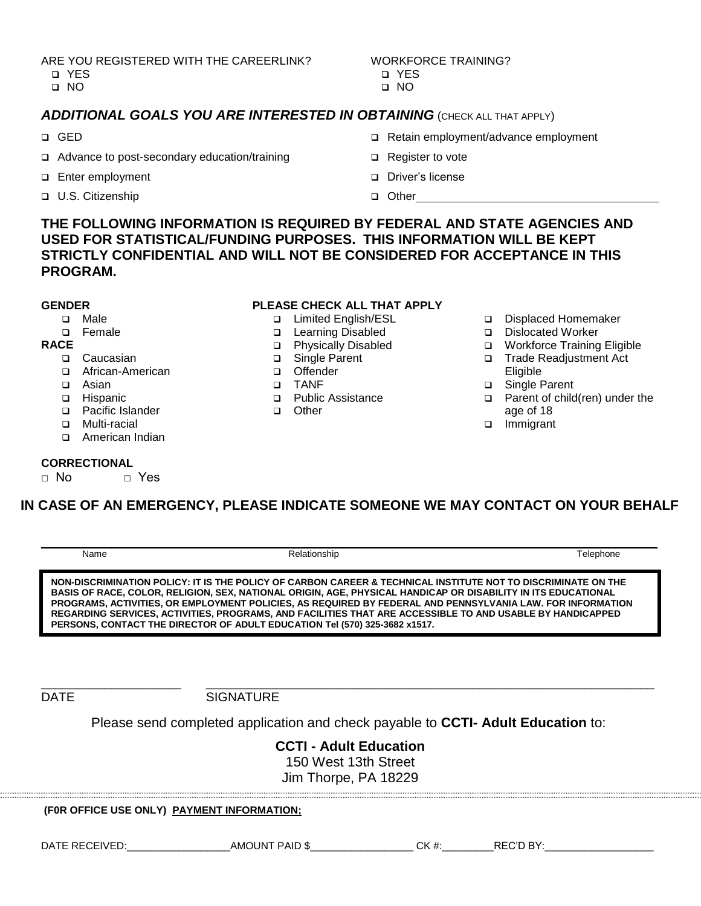ARE YOU REGISTERED WITH THE CAREERLINK?

- ❑ YES
- ❑ NO

WORKFORCE TRAINING?

- ❑ YES
- ❑ NO

### *ADDITIONAL GOALS YOU ARE INTERESTED IN OBTAINING* (CHECK ALL THAT APPLY)

- ❑ GED
- ❑ Advance to post-secondary education/training
- ❑ Enter employment
- ❑ U.S. Citizenship
- ❑ Retain employment/advance employment
- ❑ Register to vote
- ❑ Driver's license
- ❑ Other_______________________________

**THE FOLLOWING INFORMATION IS REQUIRED BY FEDERAL AND STATE AGENCIES AND USED FOR STATISTICAL/FUNDING PURPOSES. THIS INFORMATION WILL BE KEPT STRICTLY CONFIDENTIAL AND WILL NOT BE CONSIDERED FOR ACCEPTANCE IN THIS PROGRAM.**

**GENDER**

- ❑ Male
- ❑ Female

**RACE**

- ❑ Caucasian
- ❑ African-American
- ❑ Asian
- ❑ Hispanic
- ❑ Pacific Islander
- ❑ Multi-racial
- ❑ American Indian

**PLEASE CHECK ALL THAT APPLY**

- ❑ Limited English/ESL
- ❑ Learning Disabled
- ❑ Physically Disabled
- ❑ Single Parent
- ❑ Offender
- ❑ TANF
- ❑ Public Assistance
- ❑ Other
- ❑ Displaced Homemaker
- ❑ Dislocated Worker
- ❑ Workforce Training Eligible
- ❑ Trade Readjustment Act Eligible
- ❑ Single Parent
- ❑ Parent of child(ren) under the age of 18
- ❑ Immigrant

**CORRECTIONAL**

□ No □ Yes

## IN CASE OF AN EMERGENCY, PLEASE INDICATE SOMEONE WE MAY CONTACT ON YOUR BEHALF

_____________________________________________________________________________

Name Relationship Telephone

**NON-DISCRIMINATION POLICY: IT IS THE POLICY OF CARBON CAREER & TECHNICAL INSTITUTE NOT TO DISCRIMINATE ON THE BASIS OF RACE, COLOR, RELIGION, SEX, NATIONAL ORIGIN, AGE, PHYSICAL HANDICAP OR DISABILITY IN ITS EDUCATIONAL PROGRAMS, ACTIVITIES, OR EMPLOYMENT POLICIES, AS REQUIRED BY FEDERAL AND PENNSYLVANIA LAW. FOR INFORMATION REGARDING SERVICES, ACTIVITIES, PROGRAMS, AND FACILITIES THAT ARE ACCESSIBLE TO AND USABLE BY HANDICAPPED PERSONS, CONTACT THE DIRECTOR OF ADULT EDUCATION Tel (570) 325-3682 x1517.**

____________________ _____________________________________________________________

DATE SIGNATURE

Please send completed application and check payable to **CCTI- Adult Education** to:

**CCTI - Adult Education**
150 West 13th Street
Jim Thorpe, PA 18229

**(F0R OFFICE USE ONLY) PAYMENT INFORMATION;**

DATE RECEIVED:_________________AMOUNT PAID $_________________ CK #:_________REC'D BY:___________________